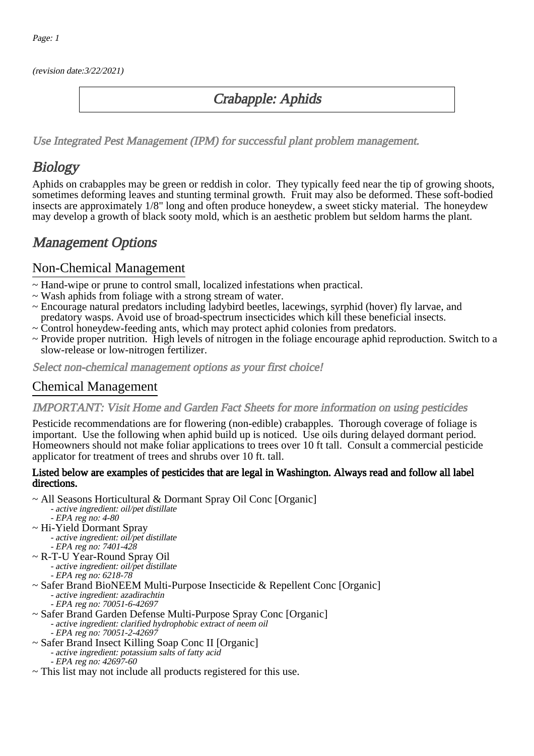(revision date:3/22/2021)

# Crabapple: Aphids

*Use Integrated Pest Management (IPM) for successful plant problem management.*

## Biology

Aphids on crabapples may be green or reddish in color. They typically feed near the tip of growing shoots, sometimes deforming leaves and stunting terminal growth. Fruit may also be deformed. These soft-bodied insects are approximately 1/8" long and often produce honeydew, a sweet sticky material. The honeydew may develop a growth of black sooty mold, which is an aesthetic problem but seldom harms the plant.

## Management Options

### Non-Chemical Management

- ~ Hand-wipe or prune to control small, localized infestations when practical.
- ~ Wash aphids from foliage with a strong stream of water.
- ~ Encourage natural predators including ladybird beetles, lacewings, syrphid (hover) fly larvae, and predatory wasps. Avoid use of broad-spectrum insecticides which kill these beneficial insects.
- ~ Control honeydew-feeding ants, which may protect aphid colonies from predators.
- ~ Provide proper nutrition. High levels of nitrogen in the foliage encourage aphid reproduction. Switch to a slow-release or low-nitrogen fertilizer.

*Select non-chemical management options as your first choice!*

### Chemical Management

*IMPORTANT: Visit Home and Garden Fact Sheets for more information on using pesticides*

Pesticide recommendations are for flowering (non-edible) crabapples. Thorough coverage of foliage is important. Use the following when aphid build up is noticed. Use oils during delayed dormant period. Homeowners should not make foliar applications to trees over 10 ft tall. Consult a commercial pesticide applicator for treatment of trees and shrubs over 10 ft. tall.

**Listed below are examples of pesticides that are legal in Washington. Always read and follow all label directions.**

- ~ All Seasons Horticultural & Dormant Spray Oil Conc [Organic]
  - *- active ingredient: oil/pet distillate*
  - *- EPA reg no: 4-80*
- ~ Hi-Yield Dormant Spray
  - *- active ingredient: oil/pet distillate*
  - *- EPA reg no: 7401-428*
- ~ R-T-U Year-Round Spray Oil
  - *- active ingredient: oil/pet distillate*
  - *- EPA reg no: 6218-78*
- ~ Safer Brand BioNEEM Multi-Purpose Insecticide & Repellent Conc [Organic]
  - *- active ingredient: azadirachtin*
  - *- EPA reg no: 70051-6-42697*
- ~ Safer Brand Garden Defense Multi-Purpose Spray Conc [Organic]
  - *- active ingredient: clarified hydrophobic extract of neem oil*
  - *- EPA reg no: 70051-2-42697*
- ~ Safer Brand Insect Killing Soap Conc II [Organic]
  - *- active ingredient: potassium salts of fatty acid*
  - *- EPA reg no: 42697-60*
- ~ This list may not include all products registered for this use.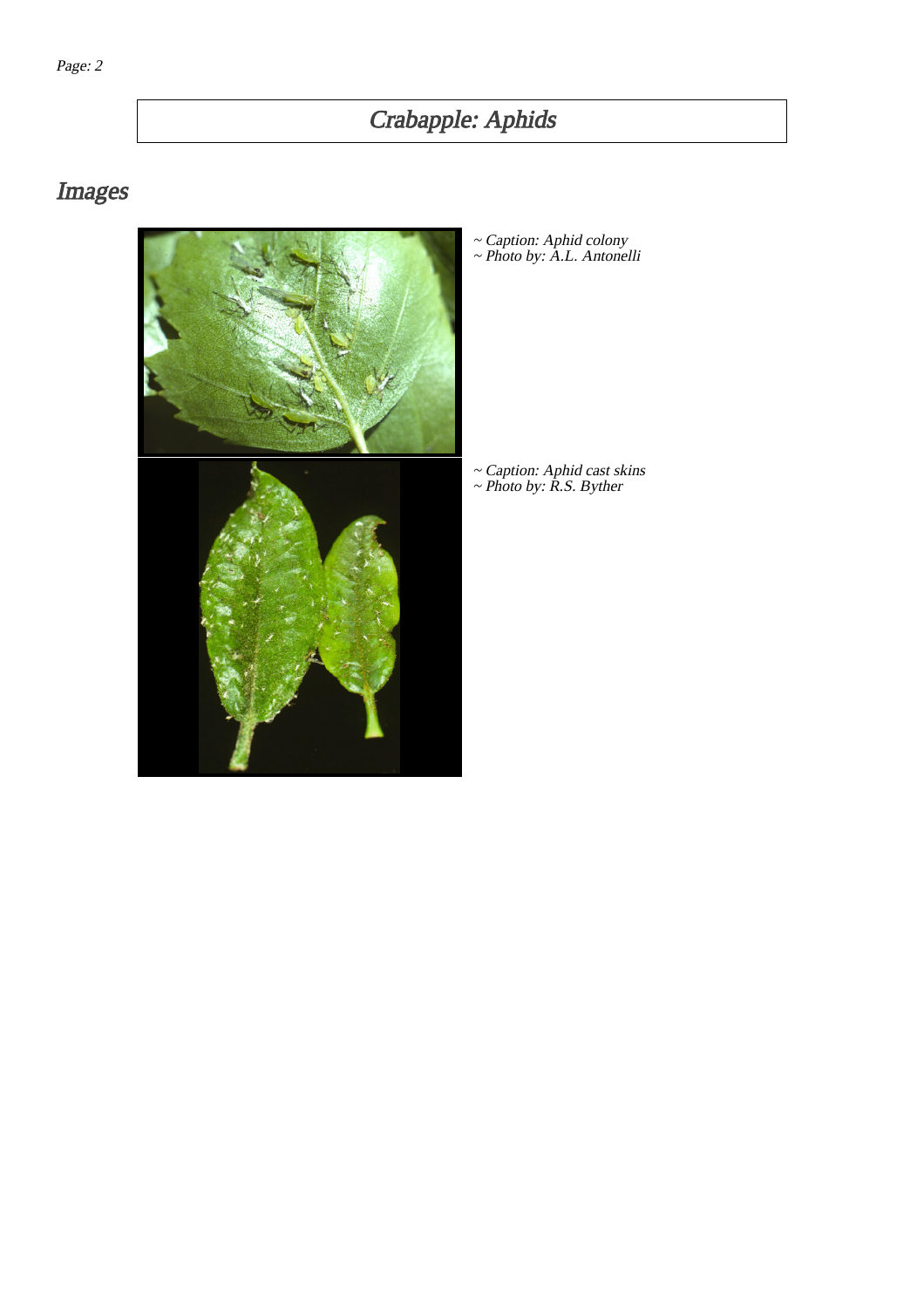# Crabapple: Aphids

## Images

~ Caption: Aphid colony
~ Photo by: A.L. Antonelli

~ Caption: Aphid cast skins
~ Photo by: R.S. Byther